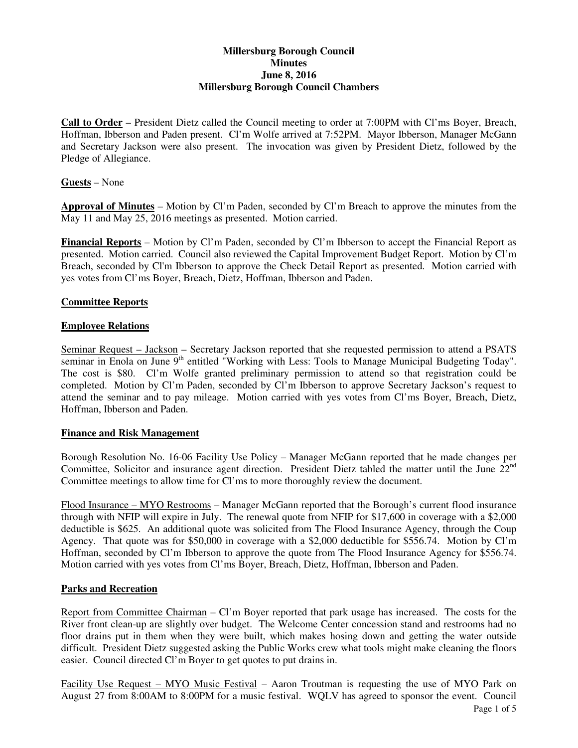**Millersburg Borough Council**
**Minutes**
**June 8, 2016**
**Millersburg Borough Council Chambers**

**Call to Order** – President Dietz called the Council meeting to order at 7:00PM with Cl'ms Boyer, Breach, Hoffman, Ibberson and Paden present. Cl'm Wolfe arrived at 7:52PM. Mayor Ibberson, Manager McGann and Secretary Jackson were also present. The invocation was given by President Dietz, followed by the Pledge of Allegiance.

**Guests** – None

**Approval of Minutes** – Motion by Cl'm Paden, seconded by Cl'm Breach to approve the minutes from the May 11 and May 25, 2016 meetings as presented. Motion carried.

**Financial Reports** – Motion by Cl'm Paden, seconded by Cl'm Ibberson to accept the Financial Report as presented. Motion carried. Council also reviewed the Capital Improvement Budget Report. Motion by Cl'm Breach, seconded by Cl'm Ibberson to approve the Check Detail Report as presented. Motion carried with yes votes from Cl'ms Boyer, Breach, Dietz, Hoffman, Ibberson and Paden.

**Committee Reports**

**Employee Relations**

Seminar Request – Jackson – Secretary Jackson reported that she requested permission to attend a PSATS seminar in Enola on June 9th entitled "Working with Less: Tools to Manage Municipal Budgeting Today". The cost is $80. Cl'm Wolfe granted preliminary permission to attend so that registration could be completed. Motion by Cl'm Paden, seconded by Cl'm Ibberson to approve Secretary Jackson's request to attend the seminar and to pay mileage. Motion carried with yes votes from Cl'ms Boyer, Breach, Dietz, Hoffman, Ibberson and Paden.

**Finance and Risk Management**

Borough Resolution No. 16-06 Facility Use Policy – Manager McGann reported that he made changes per Committee, Solicitor and insurance agent direction. President Dietz tabled the matter until the June 22nd Committee meetings to allow time for Cl'ms to more thoroughly review the document.

Flood Insurance – MYO Restrooms – Manager McGann reported that the Borough's current flood insurance through with NFIP will expire in July. The renewal quote from NFIP for $17,600 in coverage with a $2,000 deductible is $625. An additional quote was solicited from The Flood Insurance Agency, through the Coup Agency. That quote was for $50,000 in coverage with a $2,000 deductible for $556.74. Motion by Cl'm Hoffman, seconded by Cl'm Ibberson to approve the quote from The Flood Insurance Agency for $556.74. Motion carried with yes votes from Cl'ms Boyer, Breach, Dietz, Hoffman, Ibberson and Paden.

**Parks and Recreation**

Report from Committee Chairman – Cl'm Boyer reported that park usage has increased. The costs for the River front clean-up are slightly over budget. The Welcome Center concession stand and restrooms had no floor drains put in them when they were built, which makes hosing down and getting the water outside difficult. President Dietz suggested asking the Public Works crew what tools might make cleaning the floors easier. Council directed Cl'm Boyer to get quotes to put drains in.

Facility Use Request – MYO Music Festival – Aaron Troutman is requesting the use of MYO Park on August 27 from 8:00AM to 8:00PM for a music festival. WQLV has agreed to sponsor the event. Council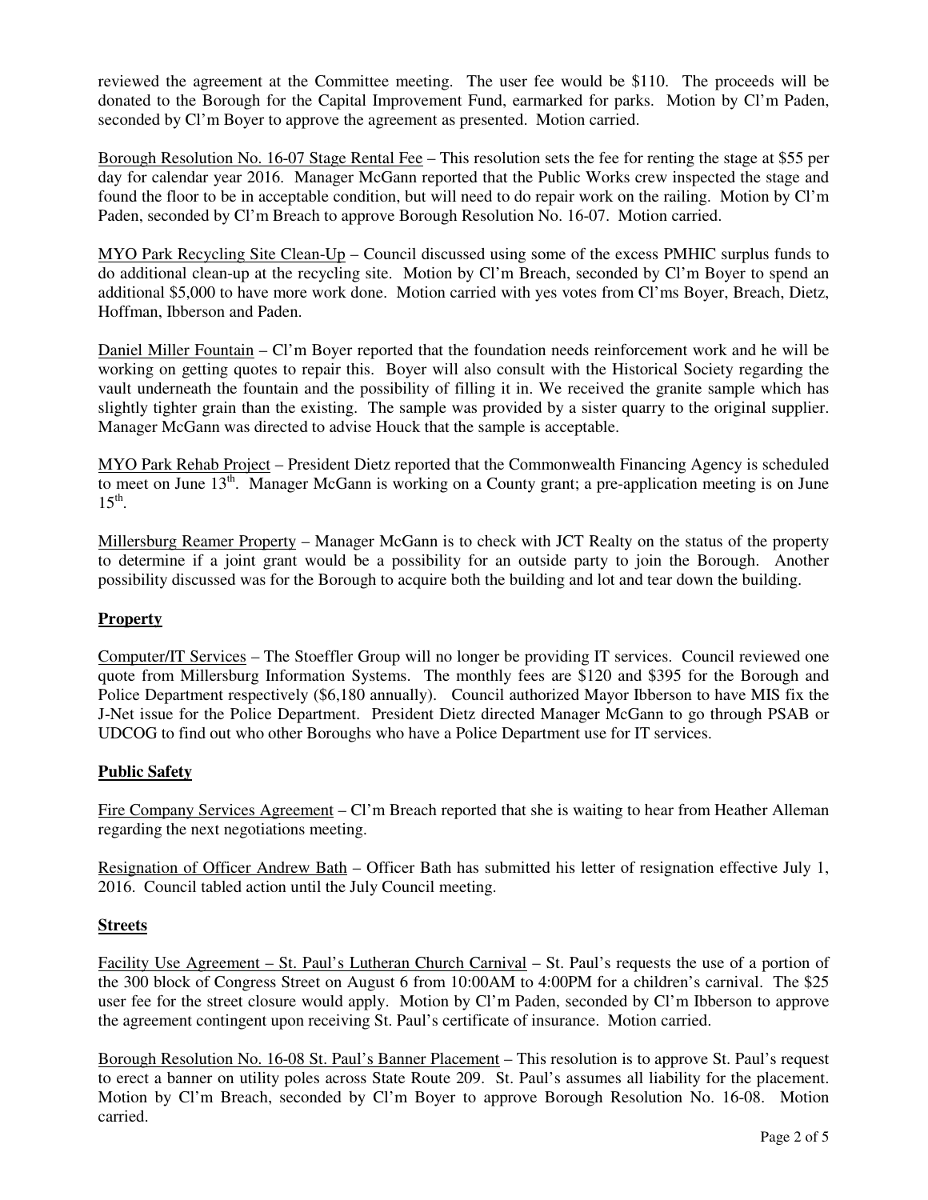reviewed the agreement at the Committee meeting. The user fee would be $110. The proceeds will be donated to the Borough for the Capital Improvement Fund, earmarked for parks. Motion by Cl'm Paden, seconded by Cl'm Boyer to approve the agreement as presented. Motion carried.

Borough Resolution No. 16-07 Stage Rental Fee – This resolution sets the fee for renting the stage at $55 per day for calendar year 2016. Manager McGann reported that the Public Works crew inspected the stage and found the floor to be in acceptable condition, but will need to do repair work on the railing. Motion by Cl'm Paden, seconded by Cl'm Breach to approve Borough Resolution No. 16-07. Motion carried.

MYO Park Recycling Site Clean-Up – Council discussed using some of the excess PMHIC surplus funds to do additional clean-up at the recycling site. Motion by Cl'm Breach, seconded by Cl'm Boyer to spend an additional $5,000 to have more work done. Motion carried with yes votes from Cl'ms Boyer, Breach, Dietz, Hoffman, Ibberson and Paden.

Daniel Miller Fountain – Cl'm Boyer reported that the foundation needs reinforcement work and he will be working on getting quotes to repair this. Boyer will also consult with the Historical Society regarding the vault underneath the fountain and the possibility of filling it in. We received the granite sample which has slightly tighter grain than the existing. The sample was provided by a sister quarry to the original supplier. Manager McGann was directed to advise Houck that the sample is acceptable.

MYO Park Rehab Project – President Dietz reported that the Commonwealth Financing Agency is scheduled to meet on June 13th. Manager McGann is working on a County grant; a pre-application meeting is on June 15th.

Millersburg Reamer Property – Manager McGann is to check with JCT Realty on the status of the property to determine if a joint grant would be a possibility for an outside party to join the Borough. Another possibility discussed was for the Borough to acquire both the building and lot and tear down the building.

## Property

Computer/IT Services – The Stoeffler Group will no longer be providing IT services. Council reviewed one quote from Millersburg Information Systems. The monthly fees are $120 and $395 for the Borough and Police Department respectively ($6,180 annually). Council authorized Mayor Ibberson to have MIS fix the J-Net issue for the Police Department. President Dietz directed Manager McGann to go through PSAB or UDCOG to find out who other Boroughs who have a Police Department use for IT services.

## Public Safety

Fire Company Services Agreement – Cl'm Breach reported that she is waiting to hear from Heather Alleman regarding the next negotiations meeting.

Resignation of Officer Andrew Bath – Officer Bath has submitted his letter of resignation effective July 1, 2016. Council tabled action until the July Council meeting.

## Streets

Facility Use Agreement – St. Paul's Lutheran Church Carnival – St. Paul's requests the use of a portion of the 300 block of Congress Street on August 6 from 10:00AM to 4:00PM for a children's carnival. The $25 user fee for the street closure would apply. Motion by Cl'm Paden, seconded by Cl'm Ibberson to approve the agreement contingent upon receiving St. Paul's certificate of insurance. Motion carried.

Borough Resolution No. 16-08 St. Paul's Banner Placement – This resolution is to approve St. Paul's request to erect a banner on utility poles across State Route 209. St. Paul's assumes all liability for the placement. Motion by Cl'm Breach, seconded by Cl'm Boyer to approve Borough Resolution No. 16-08. Motion carried.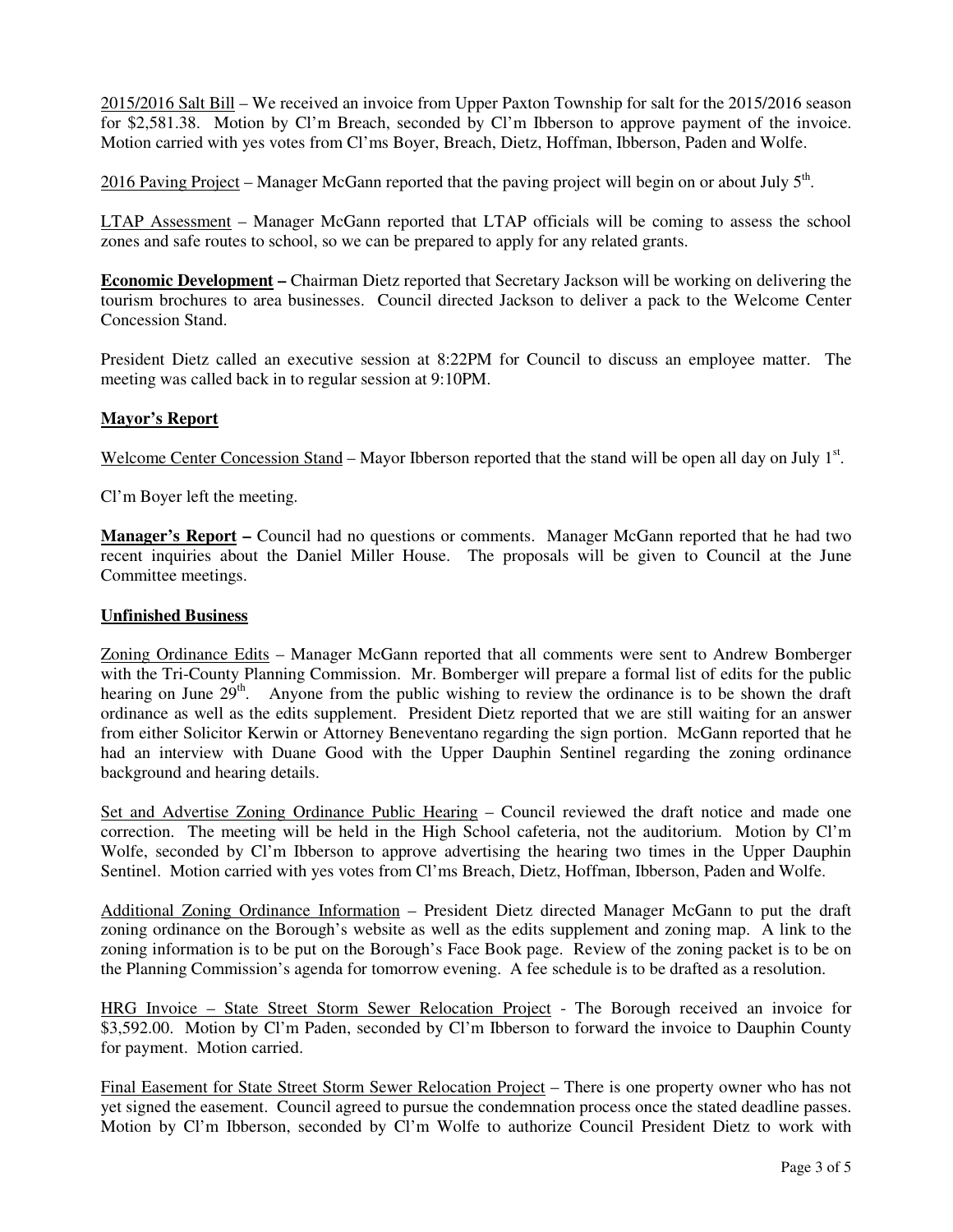2015/2016 Salt Bill – We received an invoice from Upper Paxton Township for salt for the 2015/2016 season for $2,581.38. Motion by Cl'm Breach, seconded by Cl'm Ibberson to approve payment of the invoice. Motion carried with yes votes from Cl'ms Boyer, Breach, Dietz, Hoffman, Ibberson, Paden and Wolfe.

2016 Paving Project – Manager McGann reported that the paving project will begin on or about July 5th.

LTAP Assessment – Manager McGann reported that LTAP officials will be coming to assess the school zones and safe routes to school, so we can be prepared to apply for any related grants.

**Economic Development –** Chairman Dietz reported that Secretary Jackson will be working on delivering the tourism brochures to area businesses. Council directed Jackson to deliver a pack to the Welcome Center Concession Stand.

President Dietz called an executive session at 8:22PM for Council to discuss an employee matter. The meeting was called back in to regular session at 9:10PM.

**Mayor's Report**

Welcome Center Concession Stand – Mayor Ibberson reported that the stand will be open all day on July 1st.

Cl'm Boyer left the meeting.

**Manager's Report –** Council had no questions or comments. Manager McGann reported that he had two recent inquiries about the Daniel Miller House. The proposals will be given to Council at the June Committee meetings.

**Unfinished Business**

Zoning Ordinance Edits – Manager McGann reported that all comments were sent to Andrew Bomberger with the Tri-County Planning Commission. Mr. Bomberger will prepare a formal list of edits for the public hearing on June 29th. Anyone from the public wishing to review the ordinance is to be shown the draft ordinance as well as the edits supplement. President Dietz reported that we are still waiting for an answer from either Solicitor Kerwin or Attorney Beneventano regarding the sign portion. McGann reported that he had an interview with Duane Good with the Upper Dauphin Sentinel regarding the zoning ordinance background and hearing details.

Set and Advertise Zoning Ordinance Public Hearing – Council reviewed the draft notice and made one correction. The meeting will be held in the High School cafeteria, not the auditorium. Motion by Cl'm Wolfe, seconded by Cl'm Ibberson to approve advertising the hearing two times in the Upper Dauphin Sentinel. Motion carried with yes votes from Cl'ms Breach, Dietz, Hoffman, Ibberson, Paden and Wolfe.

Additional Zoning Ordinance Information – President Dietz directed Manager McGann to put the draft zoning ordinance on the Borough's website as well as the edits supplement and zoning map. A link to the zoning information is to be put on the Borough's Face Book page. Review of the zoning packet is to be on the Planning Commission's agenda for tomorrow evening. A fee schedule is to be drafted as a resolution.

HRG Invoice – State Street Storm Sewer Relocation Project - The Borough received an invoice for $3,592.00. Motion by Cl'm Paden, seconded by Cl'm Ibberson to forward the invoice to Dauphin County for payment. Motion carried.

Final Easement for State Street Storm Sewer Relocation Project – There is one property owner who has not yet signed the easement. Council agreed to pursue the condemnation process once the stated deadline passes. Motion by Cl'm Ibberson, seconded by Cl'm Wolfe to authorize Council President Dietz to work with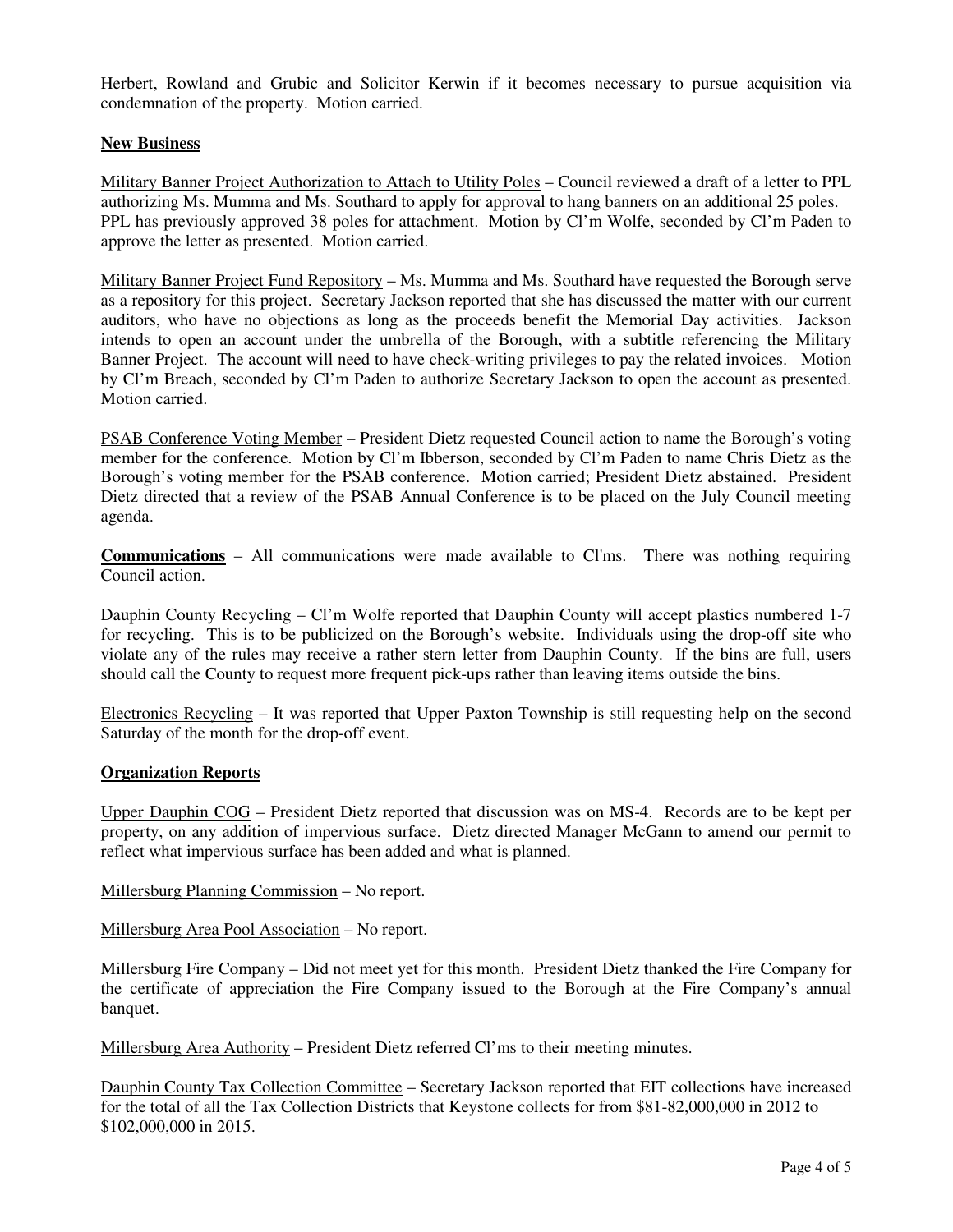Herbert, Rowland and Grubic and Solicitor Kerwin if it becomes necessary to pursue acquisition via condemnation of the property. Motion carried.

**New Business**

Military Banner Project Authorization to Attach to Utility Poles – Council reviewed a draft of a letter to PPL authorizing Ms. Mumma and Ms. Southard to apply for approval to hang banners on an additional 25 poles. PPL has previously approved 38 poles for attachment. Motion by Cl'm Wolfe, seconded by Cl'm Paden to approve the letter as presented. Motion carried.

Military Banner Project Fund Repository – Ms. Mumma and Ms. Southard have requested the Borough serve as a repository for this project. Secretary Jackson reported that she has discussed the matter with our current auditors, who have no objections as long as the proceeds benefit the Memorial Day activities. Jackson intends to open an account under the umbrella of the Borough, with a subtitle referencing the Military Banner Project. The account will need to have check-writing privileges to pay the related invoices. Motion by Cl'm Breach, seconded by Cl'm Paden to authorize Secretary Jackson to open the account as presented. Motion carried.

PSAB Conference Voting Member – President Dietz requested Council action to name the Borough's voting member for the conference. Motion by Cl'm Ibberson, seconded by Cl'm Paden to name Chris Dietz as the Borough's voting member for the PSAB conference. Motion carried; President Dietz abstained. President Dietz directed that a review of the PSAB Annual Conference is to be placed on the July Council meeting agenda.

**Communications** – All communications were made available to Cl'ms. There was nothing requiring Council action.

Dauphin County Recycling – Cl'm Wolfe reported that Dauphin County will accept plastics numbered 1-7 for recycling. This is to be publicized on the Borough's website. Individuals using the drop-off site who violate any of the rules may receive a rather stern letter from Dauphin County. If the bins are full, users should call the County to request more frequent pick-ups rather than leaving items outside the bins.

Electronics Recycling – It was reported that Upper Paxton Township is still requesting help on the second Saturday of the month for the drop-off event.

**Organization Reports**

Upper Dauphin COG – President Dietz reported that discussion was on MS-4. Records are to be kept per property, on any addition of impervious surface. Dietz directed Manager McGann to amend our permit to reflect what impervious surface has been added and what is planned.

Millersburg Planning Commission – No report.

Millersburg Area Pool Association – No report.

Millersburg Fire Company – Did not meet yet for this month. President Dietz thanked the Fire Company for the certificate of appreciation the Fire Company issued to the Borough at the Fire Company's annual banquet.

Millersburg Area Authority – President Dietz referred Cl'ms to their meeting minutes.

Dauphin County Tax Collection Committee – Secretary Jackson reported that EIT collections have increased for the total of all the Tax Collection Districts that Keystone collects for from $81-82,000,000 in 2012 to $102,000,000 in 2015.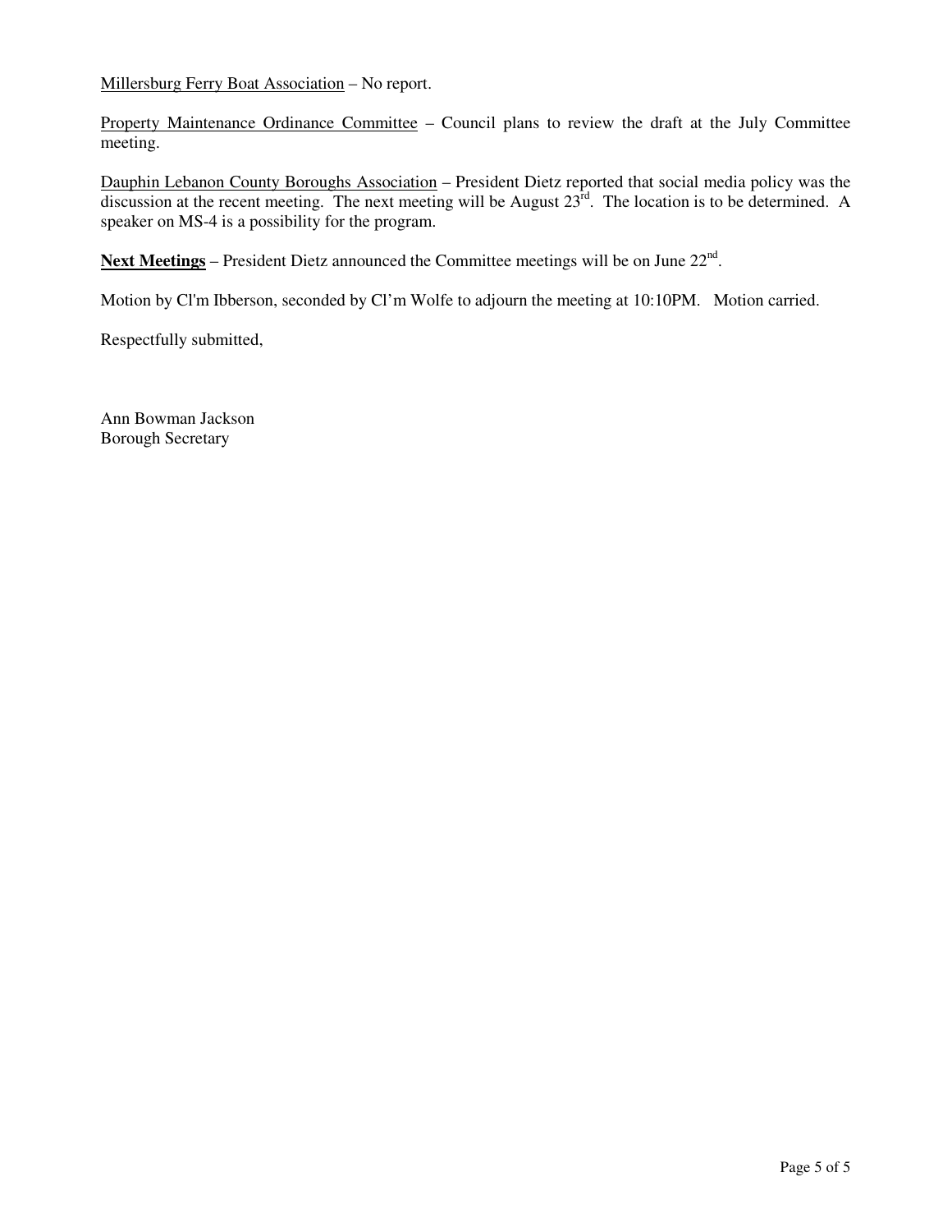Millersburg Ferry Boat Association – No report.

Property Maintenance Ordinance Committee – Council plans to review the draft at the July Committee meeting.

Dauphin Lebanon County Boroughs Association – President Dietz reported that social media policy was the discussion at the recent meeting. The next meeting will be August 23rd. The location is to be determined. A speaker on MS-4 is a possibility for the program.

**Next Meetings** – President Dietz announced the Committee meetings will be on June 22nd.

Motion by Cl'm Ibberson, seconded by Cl'm Wolfe to adjourn the meeting at 10:10PM. Motion carried.

Respectfully submitted,

Ann Bowman Jackson
Borough Secretary